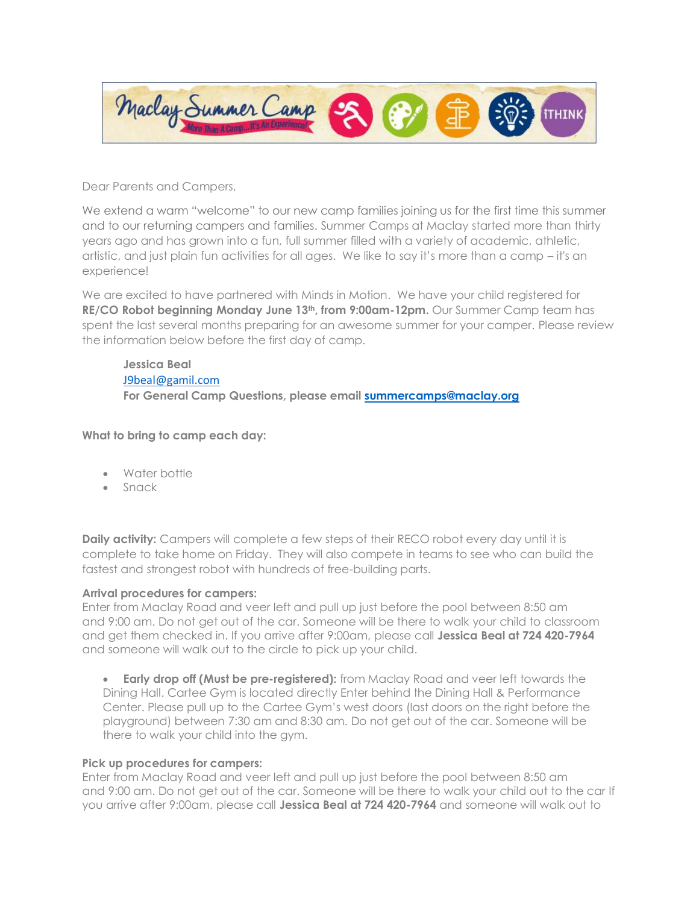Dear Parents and Campers,

We extend a warm "welcome" to our new camp families joining us for the first time this summer and to our returning campers and families. Summer Camps at Maclay started more than thirty years ago and has grown into a fun, full summer filled with a variety of academic, athletic, artistic, and just plain fun activities for all ages. We like to say it's more than a camp – it's an experience!

We are excited to have partnered with Minds in Motion. We have your child registered for **RE/CO Robot beginning Monday June 13th, from 9:00am-12pm.** Our Summer Camp team has spent the last several months preparing for an awesome summer for your camper. Please review the information below before the first day of camp.

> **Jessica Beal**
> J9beal@gamil.com
> **For General Camp Questions, please email summercamps@maclay.org**

**What to bring to camp each day:**

- Water bottle
- Snack

**Daily activity:** Campers will complete a few steps of their RECO robot every day until it is complete to take home on Friday. They will also compete in teams to see who can build the fastest and strongest robot with hundreds of free-building parts.

**Arrival procedures for campers:**
Enter from Maclay Road and veer left and pull up just before the pool between 8:50 am and 9:00 am. Do not get out of the car. Someone will be there to walk your child to classroom and get them checked in. If you arrive after 9:00am, please call **Jessica Beal at 724 420-7964** and someone will walk out to the circle to pick up your child.

- **Early drop off (Must be pre-registered):** from Maclay Road and veer left towards the Dining Hall. Cartee Gym is located directly Enter behind the Dining Hall & Performance Center. Please pull up to the Cartee Gym's west doors (last doors on the right before the playground) between 7:30 am and 8:30 am. Do not get out of the car. Someone will be there to walk your child into the gym.

**Pick up procedures for campers:**
Enter from Maclay Road and veer left and pull up just before the pool between 8:50 am and 9:00 am. Do not get out of the car. Someone will be there to walk your child out to the car If you arrive after 9:00am, please call **Jessica Beal at 724 420-7964** and someone will walk out to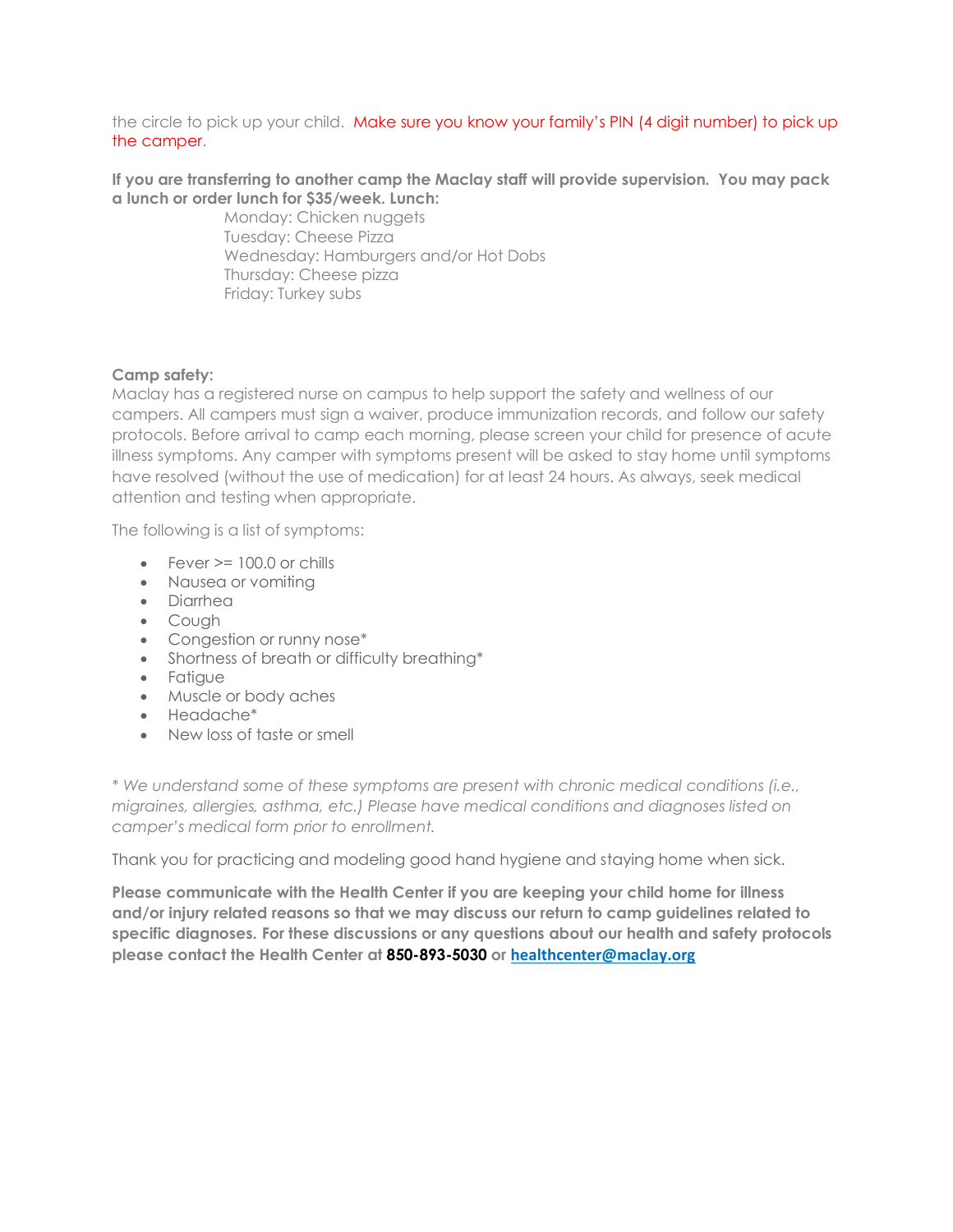the circle to pick up your child. Make sure you know your family's PIN (4 digit number) to pick up the camper.

**If you are transferring to another camp the Maclay staff will provide supervision. You may pack a lunch or order lunch for $35/week. Lunch:**

Monday: Chicken nuggets
Tuesday: Cheese Pizza
Wednesday: Hamburgers and/or Hot Dobs
Thursday: Cheese pizza
Friday: Turkey subs

**Camp safety:**
Maclay has a registered nurse on campus to help support the safety and wellness of our campers. All campers must sign a waiver, produce immunization records, and follow our safety protocols. Before arrival to camp each morning, please screen your child for presence of acute illness symptoms. Any camper with symptoms present will be asked to stay home until symptoms have resolved (without the use of medication) for at least 24 hours. As always, seek medical attention and testing when appropriate.

The following is a list of symptoms:

- Fever >= 100.0 or chills
- Nausea or vomiting
- Diarrhea
- Cough
- Congestion or runny nose*
- Shortness of breath or difficulty breathing*
- Fatigue
- Muscle or body aches
- Headache*
- New loss of taste or smell

*\* We understand some of these symptoms are present with chronic medical conditions (i.e., migraines, allergies, asthma, etc.) Please have medical conditions and diagnoses listed on camper's medical form prior to enrollment.*

Thank you for practicing and modeling good hand hygiene and staying home when sick.

**Please communicate with the Health Center if you are keeping your child home for illness and/or injury related reasons so that we may discuss our return to camp guidelines related to specific diagnoses. For these discussions or any questions about our health and safety protocols please contact the Health Center at 850-893-5030 or [healthcenter@maclay.org](mailto:healthcenter@maclay.org)**